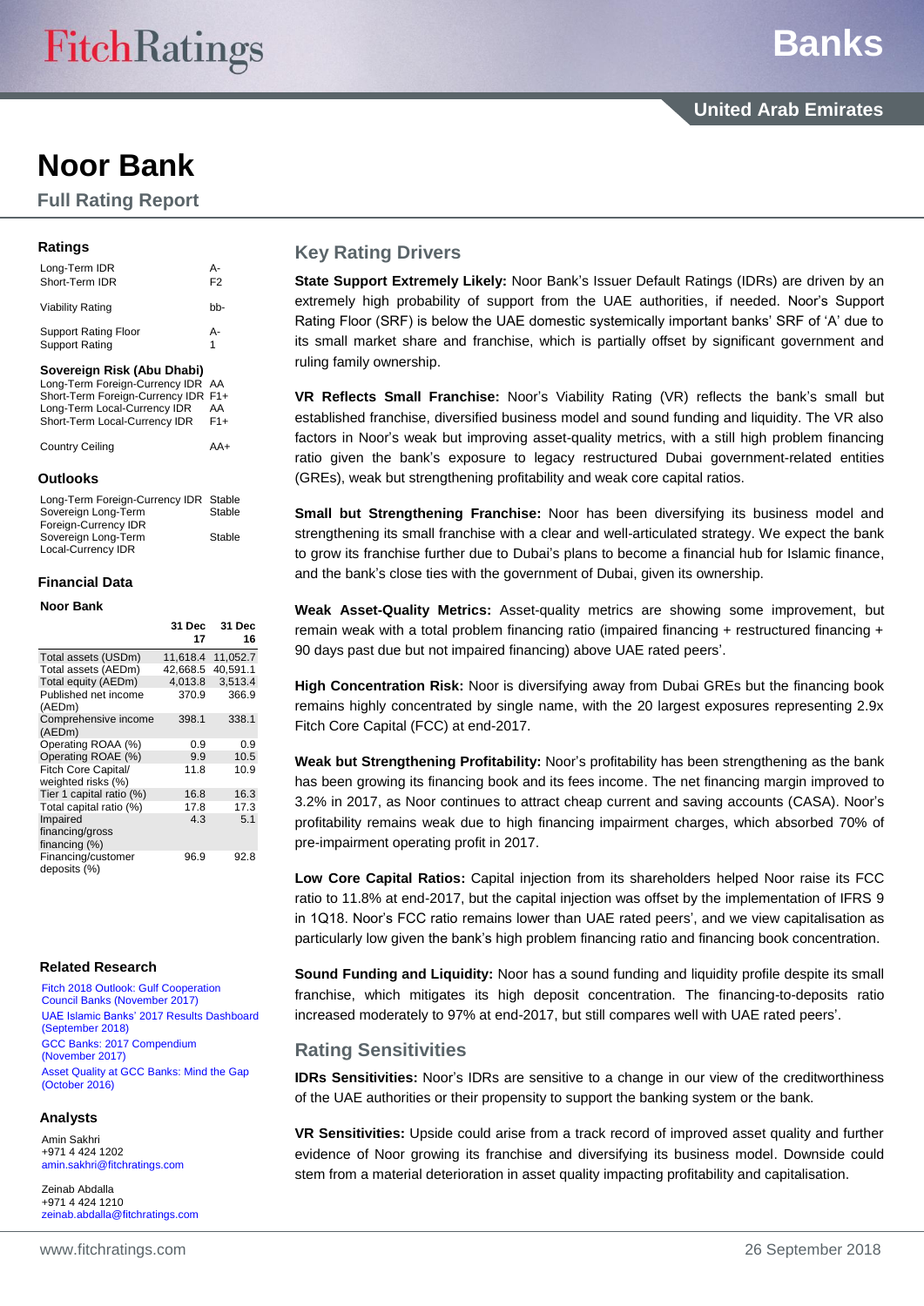# Noor Bank

## Full Rating Report

### Ratings

| | |
|---|---|
| Long-Term IDR | A- |
| Short-Term IDR | F2 |
| Viability Rating | bb- |
| Support Rating Floor | A- |
| Support Rating | 1 |

**Sovereign Risk (Abu Dhabi)**

| | |
|---|---|
| Long-Term Foreign-Currency IDR | AA |
| Short-Term Foreign-Currency IDR | F1+ |
| Long-Term Local-Currency IDR | AA |
| Short-Term Local-Currency IDR | F1+ |
| Country Ceiling | AA+ |

### Outlooks

| | |
|---|---|
| Long-Term Foreign-Currency IDR | Stable |
| Sovereign Long-Term Foreign-Currency IDR | Stable |
| Sovereign Long-Term Local-Currency IDR | Stable |

### Financial Data

**Noor Bank**

| | 31 Dec 17 | 31 Dec 16 |
|---|---|---|
| Total assets (USDm) | 11,618.4 | 11,052.7 |
| Total assets (AEDm) | 42,668.5 | 40,591.1 |
| Total equity (AEDm) | 4,013.8 | 3,513.4 |
| Published net income (AEDm) | 370.9 | 366.9 |
| Comprehensive income (AEDm) | 398.1 | 338.1 |
| Operating ROAA (%) | 0.9 | 0.9 |
| Operating ROAE (%) | 9.9 | 10.5 |
| Fitch Core Capital/ weighted risks (%) | 11.8 | 10.9 |
| Tier 1 capital ratio (%) | 16.8 | 16.3 |
| Total capital ratio (%) | 17.8 | 17.3 |
| Impaired financing/gross financing (%) | 4.3 | 5.1 |
| Financing/customer deposits (%) | 96.9 | 92.8 |

### Related Research

Fitch 2018 Outlook: Gulf Cooperation Council Banks (November 2017)

UAE Islamic Banks' 2017 Results Dashboard (September 2018)

GCC Banks: 2017 Compendium (November 2017)

Asset Quality at GCC Banks: Mind the Gap (October 2016)

### Analysts

Amin Sakhri
+971 4 424 1202
amin.sakhri@fitchratings.com

Zeinab Abdalla
+971 4 424 1210
zeinab.abdalla@fitchratings.com

## Key Rating Drivers

**State Support Extremely Likely:** Noor Bank's Issuer Default Ratings (IDRs) are driven by an extremely high probability of support from the UAE authorities, if needed. Noor's Support Rating Floor (SRF) is below the UAE domestic systemically important banks' SRF of 'A' due to its small market share and franchise, which is partially offset by significant government and ruling family ownership.

**VR Reflects Small Franchise:** Noor's Viability Rating (VR) reflects the bank's small but established franchise, diversified business model and sound funding and liquidity. The VR also factors in Noor's weak but improving asset-quality metrics, with a still high problem financing ratio given the bank's exposure to legacy restructured Dubai government-related entities (GREs), weak but strengthening profitability and weak core capital ratios.

**Small but Strengthening Franchise:** Noor has been diversifying its business model and strengthening its small franchise with a clear and well-articulated strategy. We expect the bank to grow its franchise further due to Dubai's plans to become a financial hub for Islamic finance, and the bank's close ties with the government of Dubai, given its ownership.

**Weak Asset-Quality Metrics:** Asset-quality metrics are showing some improvement, but remain weak with a total problem financing ratio (impaired financing + restructured financing + 90 days past due but not impaired financing) above UAE rated peers'.

**High Concentration Risk:** Noor is diversifying away from Dubai GREs but the financing book remains highly concentrated by single name, with the 20 largest exposures representing 2.9x Fitch Core Capital (FCC) at end-2017.

**Weak but Strengthening Profitability:** Noor's profitability has been strengthening as the bank has been growing its financing book and its fees income. The net financing margin improved to 3.2% in 2017, as Noor continues to attract cheap current and saving accounts (CASA). Noor's profitability remains weak due to high financing impairment charges, which absorbed 70% of pre-impairment operating profit in 2017.

**Low Core Capital Ratios:** Capital injection from its shareholders helped Noor raise its FCC ratio to 11.8% at end-2017, but the capital injection was offset by the implementation of IFRS 9 in 1Q18. Noor's FCC ratio remains lower than UAE rated peers', and we view capitalisation as particularly low given the bank's high problem financing ratio and financing book concentration.

**Sound Funding and Liquidity:** Noor has a sound funding and liquidity profile despite its small franchise, which mitigates its high deposit concentration. The financing-to-deposits ratio increased moderately to 97% at end-2017, but still compares well with UAE rated peers'.

## Rating Sensitivities

**IDRs Sensitivities:** Noor's IDRs are sensitive to a change in our view of the creditworthiness of the UAE authorities or their propensity to support the banking system or the bank.

**VR Sensitivities:** Upside could arise from a track record of improved asset quality and further evidence of Noor growing its franchise and diversifying its business model. Downside could stem from a material deterioration in asset quality impacting profitability and capitalisation.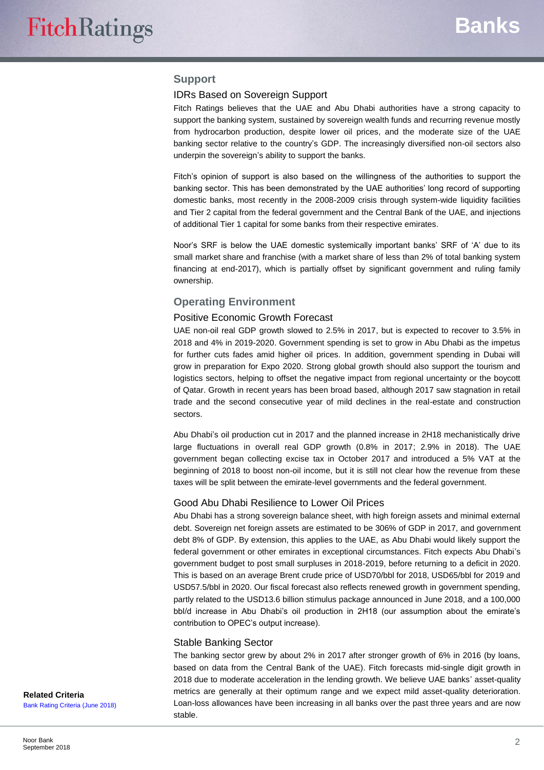## Support

### IDRs Based on Sovereign Support

Fitch Ratings believes that the UAE and Abu Dhabi authorities have a strong capacity to support the banking system, sustained by sovereign wealth funds and recurring revenue mostly from hydrocarbon production, despite lower oil prices, and the moderate size of the UAE banking sector relative to the country's GDP. The increasingly diversified non-oil sectors also underpin the sovereign's ability to support the banks.

Fitch's opinion of support is also based on the willingness of the authorities to support the banking sector. This has been demonstrated by the UAE authorities' long record of supporting domestic banks, most recently in the 2008-2009 crisis through system-wide liquidity facilities and Tier 2 capital from the federal government and the Central Bank of the UAE, and injections of additional Tier 1 capital for some banks from their respective emirates.

Noor's SRF is below the UAE domestic systemically important banks' SRF of 'A' due to its small market share and franchise (with a market share of less than 2% of total banking system financing at end-2017), which is partially offset by significant government and ruling family ownership.

## Operating Environment

### Positive Economic Growth Forecast

UAE non-oil real GDP growth slowed to 2.5% in 2017, but is expected to recover to 3.5% in 2018 and 4% in 2019-2020. Government spending is set to grow in Abu Dhabi as the impetus for further cuts fades amid higher oil prices. In addition, government spending in Dubai will grow in preparation for Expo 2020. Strong global growth should also support the tourism and logistics sectors, helping to offset the negative impact from regional uncertainty or the boycott of Qatar. Growth in recent years has been broad based, although 2017 saw stagnation in retail trade and the second consecutive year of mild declines in the real-estate and construction sectors.

Abu Dhabi's oil production cut in 2017 and the planned increase in 2H18 mechanistically drive large fluctuations in overall real GDP growth (0.8% in 2017; 2.9% in 2018). The UAE government began collecting excise tax in October 2017 and introduced a 5% VAT at the beginning of 2018 to boost non-oil income, but it is still not clear how the revenue from these taxes will be split between the emirate-level governments and the federal government.

### Good Abu Dhabi Resilience to Lower Oil Prices

Abu Dhabi has a strong sovereign balance sheet, with high foreign assets and minimal external debt. Sovereign net foreign assets are estimated to be 306% of GDP in 2017, and government debt 8% of GDP. By extension, this applies to the UAE, as Abu Dhabi would likely support the federal government or other emirates in exceptional circumstances. Fitch expects Abu Dhabi's government budget to post small surpluses in 2018-2019, before returning to a deficit in 2020. This is based on an average Brent crude price of USD70/bbl for 2018, USD65/bbl for 2019 and USD57.5/bbl in 2020. Our fiscal forecast also reflects renewed growth in government spending, partly related to the USD13.6 billion stimulus package announced in June 2018, and a 100,000 bbl/d increase in Abu Dhabi's oil production in 2H18 (our assumption about the emirate's contribution to OPEC's output increase).

### Stable Banking Sector

The banking sector grew by about 2% in 2017 after stronger growth of 6% in 2016 (by loans, based on data from the Central Bank of the UAE). Fitch forecasts mid-single digit growth in 2018 due to moderate acceleration in the lending growth. We believe UAE banks' asset-quality metrics are generally at their optimum range and we expect mild asset-quality deterioration. Loan-loss allowances have been increasing in all banks over the past three years and are now stable.

**Related Criteria**

Bank Rating Criteria (June 2018)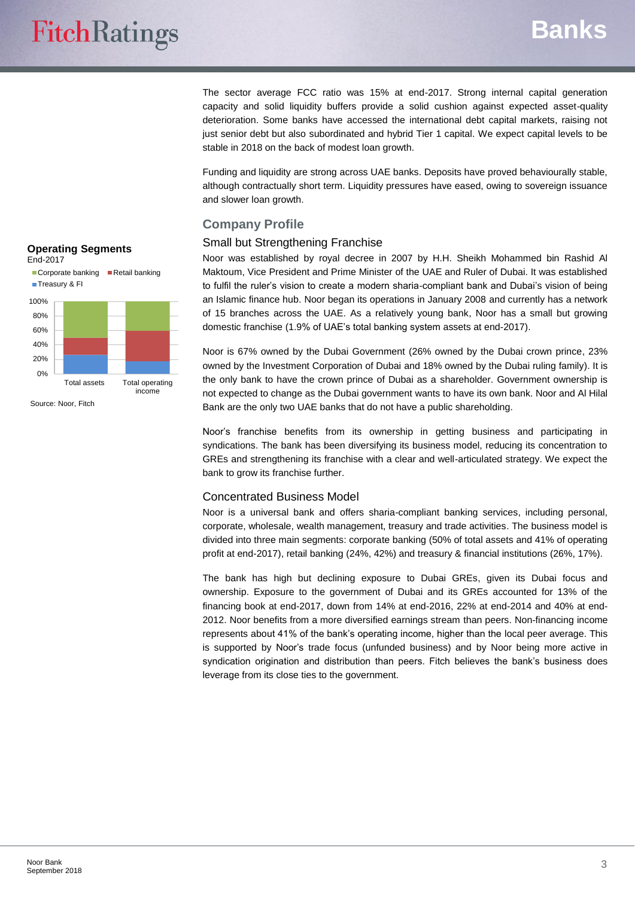The sector average FCC ratio was 15% at end-2017. Strong internal capital generation capacity and solid liquidity buffers provide a solid cushion against expected asset-quality deterioration. Some banks have accessed the international debt capital markets, raising not just senior debt but also subordinated and hybrid Tier 1 capital. We expect capital levels to be stable in 2018 on the back of modest loan growth.

Funding and liquidity are strong across UAE banks. Deposits have proved behaviourally stable, although contractually short term. Liquidity pressures have eased, owing to sovereign issuance and slower loan growth.

## Company Profile

### Small but Strengthening Franchise

Noor was established by royal decree in 2007 by H.H. Sheikh Mohammed bin Rashid Al Maktoum, Vice President and Prime Minister of the UAE and Ruler of Dubai. It was established to fulfil the ruler's vision to create a modern sharia-compliant bank and Dubai's vision of being an Islamic finance hub. Noor began its operations in January 2008 and currently has a network of 15 branches across the UAE. As a relatively young bank, Noor has a small but growing domestic franchise (1.9% of UAE's total banking system assets at end-2017).

Noor is 67% owned by the Dubai Government (26% owned by the Dubai crown prince, 23% owned by the Investment Corporation of Dubai and 18% owned by the Dubai ruling family). It is the only bank to have the crown prince of Dubai as a shareholder. Government ownership is not expected to change as the Dubai government wants to have its own bank. Noor and Al Hilal Bank are the only two UAE banks that do not have a public shareholding.

Noor's franchise benefits from its ownership in getting business and participating in syndications. The bank has been diversifying its business model, reducing its concentration to GREs and strengthening its franchise with a clear and well-articulated strategy. We expect the bank to grow its franchise further.

**Operating Segments**
End-2017

Legend: Corporate banking; Retail banking; Treasury & FI

Chart categories: Total assets; Total operating income (0%–100%)

Source: Noor, Fitch

### Concentrated Business Model

Noor is a universal bank and offers sharia-compliant banking services, including personal, corporate, wholesale, wealth management, treasury and trade activities. The business model is divided into three main segments: corporate banking (50% of total assets and 41% of operating profit at end-2017), retail banking (24%, 42%) and treasury & financial institutions (26%, 17%).

The bank has high but declining exposure to Dubai GREs, given its Dubai focus and ownership. Exposure to the government of Dubai and its GREs accounted for 13% of the financing book at end-2017, down from 14% at end-2016, 22% at end-2014 and 40% at end-2012. Noor benefits from a more diversified earnings stream than peers. Non-financing income represents about 41% of the bank's operating income, higher than the local peer average. This is supported by Noor's trade focus (unfunded business) and by Noor being more active in syndication origination and distribution than peers. Fitch believes the bank's business does leverage from its close ties to the government.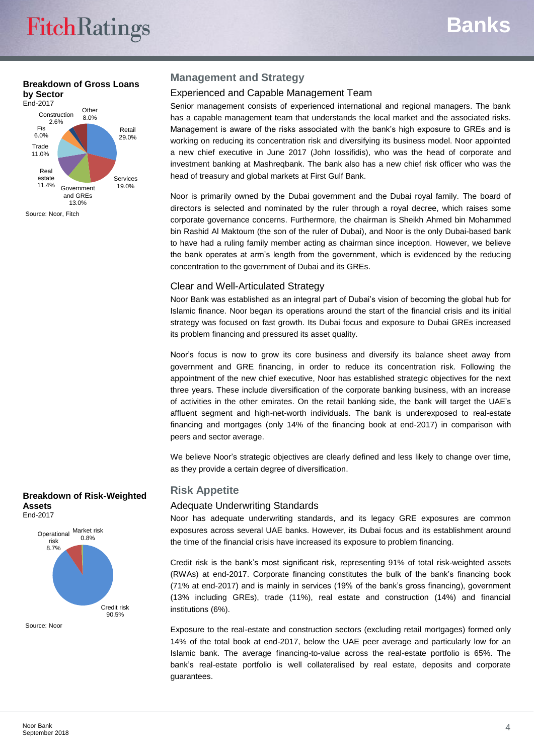**Breakdown of Gross Loans by Sector**
End-2017

| Sector | Share |
|---|---|
| Retail | 29.0% |
| Services | 19.0% |
| Government and GREs | 13.0% |
| Real estate | 11.4% |
| Trade | 11.0% |
| Fis | 6.0% |
| Construction | 2.6% |
| Other | 8.0% |

Source: Noor, Fitch

**Breakdown of Risk-Weighted Assets**
End-2017

| Risk | Share |
|---|---|
| Credit risk | 90.5% |
| Operational risk | 8.7% |
| Market risk | 0.8% |

Source: Noor

## Management and Strategy

### Experienced and Capable Management Team

Senior management consists of experienced international and regional managers. The bank has a capable management team that understands the local market and the associated risks. Management is aware of the risks associated with the bank's high exposure to GREs and is working on reducing its concentration risk and diversifying its business model. Noor appointed a new chief executive in June 2017 (John Iossifidis), who was the head of corporate and investment banking at Mashreqbank. The bank also has a new chief risk officer who was the head of treasury and global markets at First Gulf Bank.

Noor is primarily owned by the Dubai government and the Dubai royal family. The board of directors is selected and nominated by the ruler through a royal decree, which raises some corporate governance concerns. Furthermore, the chairman is Sheikh Ahmed bin Mohammed bin Rashid Al Maktoum (the son of the ruler of Dubai), and Noor is the only Dubai-based bank to have had a ruling family member acting as chairman since inception. However, we believe the bank operates at arm's length from the government, which is evidenced by the reducing concentration to the government of Dubai and its GREs.

### Clear and Well-Articulated Strategy

Noor Bank was established as an integral part of Dubai's vision of becoming the global hub for Islamic finance. Noor began its operations around the start of the financial crisis and its initial strategy was focused on fast growth. Its Dubai focus and exposure to Dubai GREs increased its problem financing and pressured its asset quality.

Noor's focus is now to grow its core business and diversify its balance sheet away from government and GRE financing, in order to reduce its concentration risk. Following the appointment of the new chief executive, Noor has established strategic objectives for the next three years. These include diversification of the corporate banking business, with an increase of activities in the other emirates. On the retail banking side, the bank will target the UAE's affluent segment and high-net-worth individuals. The bank is underexposed to real-estate financing and mortgages (only 14% of the financing book at end-2017) in comparison with peers and sector average.

We believe Noor's strategic objectives are clearly defined and less likely to change over time, as they provide a certain degree of diversification.

## Risk Appetite

### Adequate Underwriting Standards

Noor has adequate underwriting standards, and its legacy GRE exposures are common exposures across several UAE banks. However, its Dubai focus and its establishment around the time of the financial crisis have increased its exposure to problem financing.

Credit risk is the bank's most significant risk, representing 91% of total risk-weighted assets (RWAs) at end-2017. Corporate financing constitutes the bulk of the bank's financing book (71% at end-2017) and is mainly in services (19% of the bank's gross financing), government (13% including GREs), trade (11%), real estate and construction (14%) and financial institutions (6%).

Exposure to the real-estate and construction sectors (excluding retail mortgages) formed only 14% of the total book at end-2017, below the UAE peer average and particularly low for an Islamic bank. The average financing-to-value across the real-estate portfolio is 65%. The bank's real-estate portfolio is well collateralised by real estate, deposits and corporate guarantees.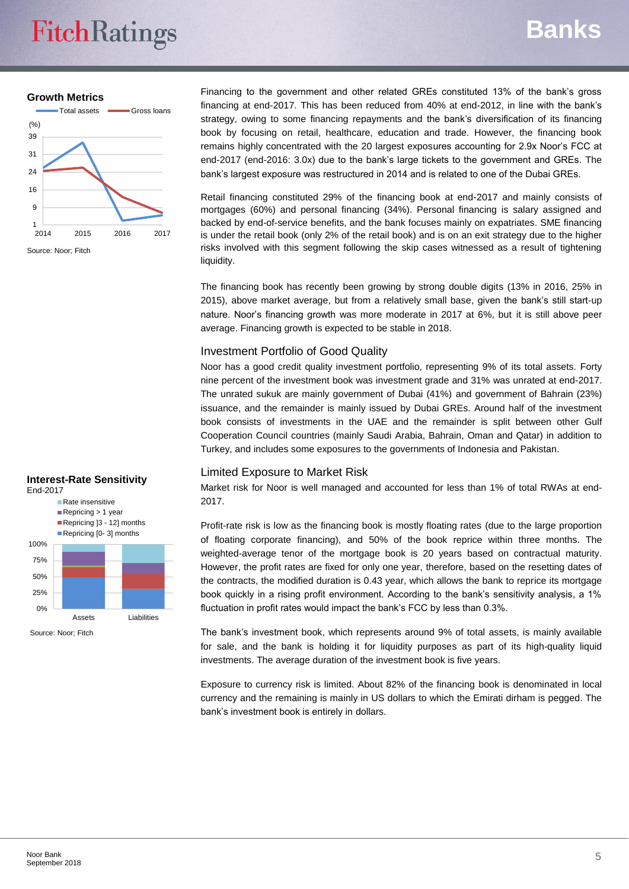**Growth Metrics**

Source: Noor; Fitch

Financing to the government and other related GREs constituted 13% of the bank's gross financing at end-2017. This has been reduced from 40% at end-2012, in line with the bank's strategy, owing to some financing repayments and the bank's diversification of its financing book by focusing on retail, healthcare, education and trade. However, the financing book remains highly concentrated with the 20 largest exposures accounting for 2.9x Noor's FCC at end-2017 (end-2016: 3.0x) due to the bank's large tickets to the government and GREs. The bank's largest exposure was restructured in 2014 and is related to one of the Dubai GREs.

Retail financing constituted 29% of the financing book at end-2017 and mainly consists of mortgages (60%) and personal financing (34%). Personal financing is salary assigned and backed by end-of-service benefits, and the bank focuses mainly on expatriates. SME financing is under the retail book (only 2% of the retail book) and is on an exit strategy due to the higher risks involved with this segment following the skip cases witnessed as a result of tightening liquidity.

The financing book has recently been growing by strong double digits (13% in 2016, 25% in 2015), above market average, but from a relatively small base, given the bank's still start-up nature. Noor's financing growth was more moderate in 2017 at 6%, but it is still above peer average. Financing growth is expected to be stable in 2018.

### Investment Portfolio of Good Quality

Noor has a good credit quality investment portfolio, representing 9% of its total assets. Forty nine percent of the investment book was investment grade and 31% was unrated at end-2017. The unrated sukuk are mainly government of Dubai (41%) and government of Bahrain (23%) issuance, and the remainder is mainly issued by Dubai GREs. Around half of the investment book consists of investments in the UAE and the remainder is split between other Gulf Cooperation Council countries (mainly Saudi Arabia, Bahrain, Oman and Qatar) in addition to Turkey, and includes some exposures to the governments of Indonesia and Pakistan.

**Interest-Rate Sensitivity**
End-2017

Source: Noor; Fitch

### Limited Exposure to Market Risk

Market risk for Noor is well managed and accounted for less than 1% of total RWAs at end-2017.

Profit-rate risk is low as the financing book is mostly floating rates (due to the large proportion of floating corporate financing), and 50% of the book reprice within three months. The weighted-average tenor of the mortgage book is 20 years based on contractual maturity. However, the profit rates are fixed for only one year, therefore, based on the resetting dates of the contracts, the modified duration is 0.43 year, which allows the bank to reprice its mortgage book quickly in a rising profit environment. According to the bank's sensitivity analysis, a 1% fluctuation in profit rates would impact the bank's FCC by less than 0.3%.

The bank's investment book, which represents around 9% of total assets, is mainly available for sale, and the bank is holding it for liquidity purposes as part of its high-quality liquid investments. The average duration of the investment book is five years.

Exposure to currency risk is limited. About 82% of the financing book is denominated in local currency and the remaining is mainly in US dollars to which the Emirati dirham is pegged. The bank's investment book is entirely in dollars.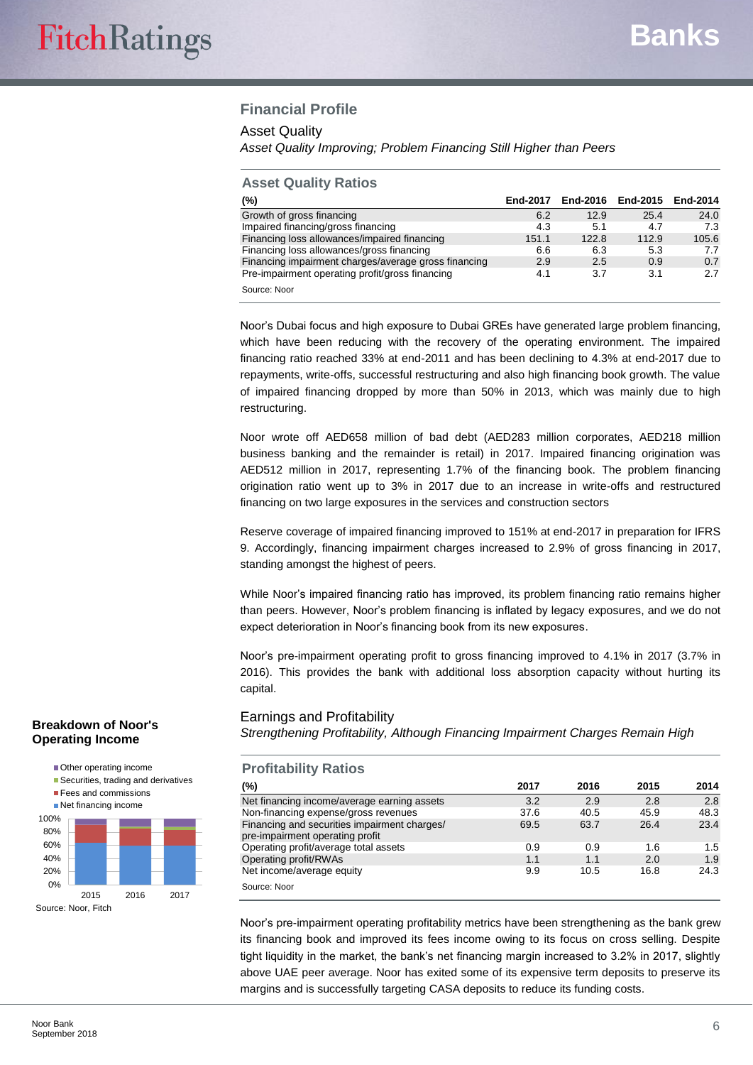## Financial Profile

### Asset Quality

*Asset Quality Improving; Problem Financing Still Higher than Peers*

**Asset Quality Ratios**

| (%) | End-2017 | End-2016 | End-2015 | End-2014 |
|---|---|---|---|---|
| Growth of gross financing | 6.2 | 12.9 | 25.4 | 24.0 |
| Impaired financing/gross financing | 4.3 | 5.1 | 4.7 | 7.3 |
| Financing loss allowances/impaired financing | 151.1 | 122.8 | 112.9 | 105.6 |
| Financing loss allowances/gross financing | 6.6 | 6.3 | 5.3 | 7.7 |
| Financing impairment charges/average gross financing | 2.9 | 2.5 | 0.9 | 0.7 |
| Pre-impairment operating profit/gross financing | 4.1 | 3.7 | 3.1 | 2.7 |

Source: Noor

Noor's Dubai focus and high exposure to Dubai GREs have generated large problem financing, which have been reducing with the recovery of the operating environment. The impaired financing ratio reached 33% at end-2011 and has been declining to 4.3% at end-2017 due to repayments, write-offs, successful restructuring and also high financing book growth. The value of impaired financing dropped by more than 50% in 2013, which was mainly due to high restructuring.

Noor wrote off AED658 million of bad debt (AED283 million corporates, AED218 million business banking and the remainder is retail) in 2017. Impaired financing origination was AED512 million in 2017, representing 1.7% of the financing book. The problem financing origination ratio went up to 3% in 2017 due to an increase in write-offs and restructured financing on two large exposures in the services and construction sectors

Reserve coverage of impaired financing improved to 151% at end-2017 in preparation for IFRS 9. Accordingly, financing impairment charges increased to 2.9% of gross financing in 2017, standing amongst the highest of peers.

While Noor's impaired financing ratio has improved, its problem financing ratio remains higher than peers. However, Noor's problem financing is inflated by legacy exposures, and we do not expect deterioration in Noor's financing book from its new exposures.

Noor's pre-impairment operating profit to gross financing improved to 4.1% in 2017 (3.7% in 2016). This provides the bank with additional loss absorption capacity without hurting its capital.

### Earnings and Profitability

*Strengthening Profitability, Although Financing Impairment Charges Remain High*

**Profitability Ratios**

| (%) | 2017 | 2016 | 2015 | 2014 |
|---|---|---|---|---|
| Net financing income/average earning assets | 3.2 | 2.9 | 2.8 | 2.8 |
| Non-financing expense/gross revenues | 37.6 | 40.5 | 45.9 | 48.3 |
| Financing and securities impairment charges/ pre-impairment operating profit | 69.5 | 63.7 | 26.4 | 23.4 |
| Operating profit/average total assets | 0.9 | 0.9 | 1.6 | 1.5 |
| Operating profit/RWAs | 1.1 | 1.1 | 2.0 | 1.9 |
| Net income/average equity | 9.9 | 10.5 | 16.8 | 24.3 |

Source: Noor

Noor's pre-impairment operating profitability metrics have been strengthening as the bank grew its financing book and improved its fees income owing to its focus on cross selling. Despite tight liquidity in the market, the bank's net financing margin increased to 3.2% in 2017, slightly above UAE peer average. Noor has exited some of its expensive term deposits to preserve its margins and is successfully targeting CASA deposits to reduce its funding costs.

**Breakdown of Noor's Operating Income**

- Other operating income
- Securities, trading and derivatives
- Fees and commissions
- Net financing income

100%, 80%, 60%, 40%, 20%, 0%

2015 2016 2017

Source: Noor, Fitch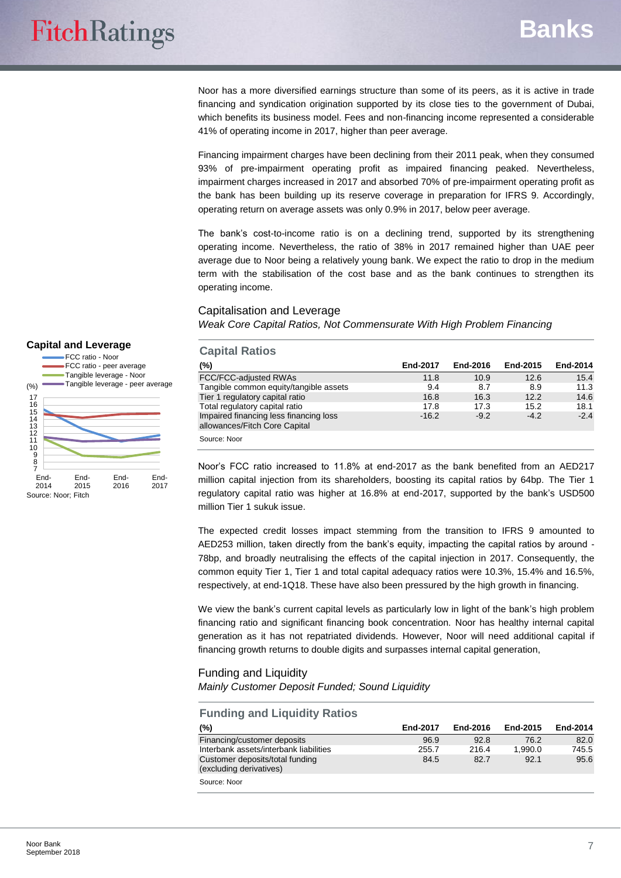Noor has a more diversified earnings structure than some of its peers, as it is active in trade financing and syndication origination supported by its close ties to the government of Dubai, which benefits its business model. Fees and non-financing income represented a considerable 41% of operating income in 2017, higher than peer average.

Financing impairment charges have been declining from their 2011 peak, when they consumed 93% of pre-impairment operating profit as impaired financing peaked. Nevertheless, impairment charges increased in 2017 and absorbed 70% of pre-impairment operating profit as the bank has been building up its reserve coverage in preparation for IFRS 9. Accordingly, operating return on average assets was only 0.9% in 2017, below peer average.

The bank's cost-to-income ratio is on a declining trend, supported by its strengthening operating income. Nevertheless, the ratio of 38% in 2017 remained higher than UAE peer average due to Noor being a relatively young bank. We expect the ratio to drop in the medium term with the stabilisation of the cost base and as the bank continues to strengthen its operating income.

## Capitalisation and Leverage

*Weak Core Capital Ratios, Not Commensurate With High Problem Financing*

**Capital and Leverage**

- FCC ratio - Noor
- FCC ratio - peer average
- Tangible leverage - Noor
- Tangible leverage - peer average

(%)

Source: Noor; Fitch

### Capital Ratios

| (%) | End-2017 | End-2016 | End-2015 | End-2014 |
|---|---|---|---|---|
| FCC/FCC-adjusted RWAs | 11.8 | 10.9 | 12.6 | 15.4 |
| Tangible common equity/tangible assets | 9.4 | 8.7 | 8.9 | 11.3 |
| Tier 1 regulatory capital ratio | 16.8 | 16.3 | 12.2 | 14.6 |
| Total regulatory capital ratio | 17.8 | 17.3 | 15.2 | 18.1 |
| Impaired financing less financing loss allowances/Fitch Core Capital | -16.2 | -9.2 | -4.2 | -2.4 |

Source: Noor

Noor's FCC ratio increased to 11.8% at end-2017 as the bank benefited from an AED217 million capital injection from its shareholders, boosting its capital ratios by 64bp. The Tier 1 regulatory capital ratio was higher at 16.8% at end-2017, supported by the bank's USD500 million Tier 1 sukuk issue.

The expected credit losses impact stemming from the transition to IFRS 9 amounted to AED253 million, taken directly from the bank's equity, impacting the capital ratios by around -78bp, and broadly neutralising the effects of the capital injection in 2017. Consequently, the common equity Tier 1, Tier 1 and total capital adequacy ratios were 10.3%, 15.4% and 16.5%, respectively, at end-1Q18. These have also been pressured by the high growth in financing.

We view the bank's current capital levels as particularly low in light of the bank's high problem financing ratio and significant financing book concentration. Noor has healthy internal capital generation as it has not repatriated dividends. However, Noor will need additional capital if financing growth returns to double digits and surpasses internal capital generation,

## Funding and Liquidity

*Mainly Customer Deposit Funded; Sound Liquidity*

### Funding and Liquidity Ratios

| (%) | End-2017 | End-2016 | End-2015 | End-2014 |
|---|---|---|---|---|
| Financing/customer deposits | 96.9 | 92.8 | 76.2 | 82.0 |
| Interbank assets/interbank liabilities | 255.7 | 216.4 | 1,990.0 | 745.5 |
| Customer deposits/total funding (excluding derivatives) | 84.5 | 82.7 | 92.1 | 95.6 |

Source: Noor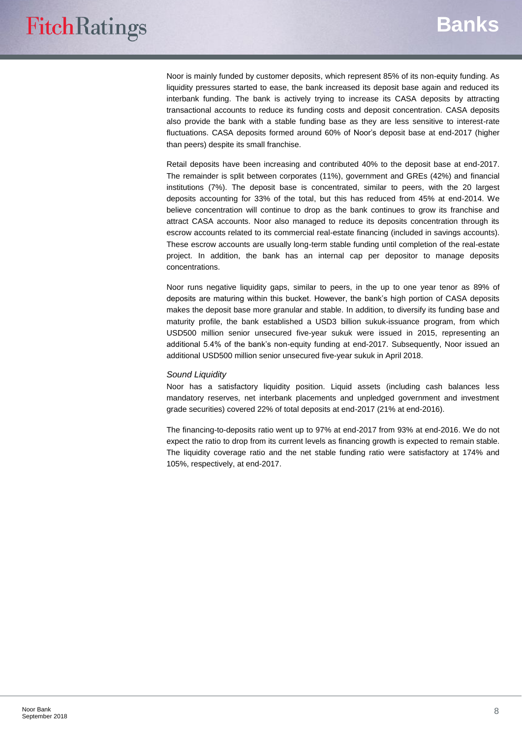Noor is mainly funded by customer deposits, which represent 85% of its non-equity funding. As liquidity pressures started to ease, the bank increased its deposit base again and reduced its interbank funding. The bank is actively trying to increase its CASA deposits by attracting transactional accounts to reduce its funding costs and deposit concentration. CASA deposits also provide the bank with a stable funding base as they are less sensitive to interest-rate fluctuations. CASA deposits formed around 60% of Noor's deposit base at end-2017 (higher than peers) despite its small franchise.

Retail deposits have been increasing and contributed 40% to the deposit base at end-2017. The remainder is split between corporates (11%), government and GREs (42%) and financial institutions (7%). The deposit base is concentrated, similar to peers, with the 20 largest deposits accounting for 33% of the total, but this has reduced from 45% at end-2014. We believe concentration will continue to drop as the bank continues to grow its franchise and attract CASA accounts. Noor also managed to reduce its deposits concentration through its escrow accounts related to its commercial real-estate financing (included in savings accounts). These escrow accounts are usually long-term stable funding until completion of the real-estate project. In addition, the bank has an internal cap per depositor to manage deposits concentrations.

Noor runs negative liquidity gaps, similar to peers, in the up to one year tenor as 89% of deposits are maturing within this bucket. However, the bank's high portion of CASA deposits makes the deposit base more granular and stable. In addition, to diversify its funding base and maturity profile, the bank established a USD3 billion sukuk-issuance program, from which USD500 million senior unsecured five-year sukuk were issued in 2015, representing an additional 5.4% of the bank's non-equity funding at end-2017. Subsequently, Noor issued an additional USD500 million senior unsecured five-year sukuk in April 2018.

*Sound Liquidity*

Noor has a satisfactory liquidity position. Liquid assets (including cash balances less mandatory reserves, net interbank placements and unpledged government and investment grade securities) covered 22% of total deposits at end-2017 (21% at end-2016).

The financing-to-deposits ratio went up to 97% at end-2017 from 93% at end-2016. We do not expect the ratio to drop from its current levels as financing growth is expected to remain stable. The liquidity coverage ratio and the net stable funding ratio were satisfactory at 174% and 105%, respectively, at end-2017.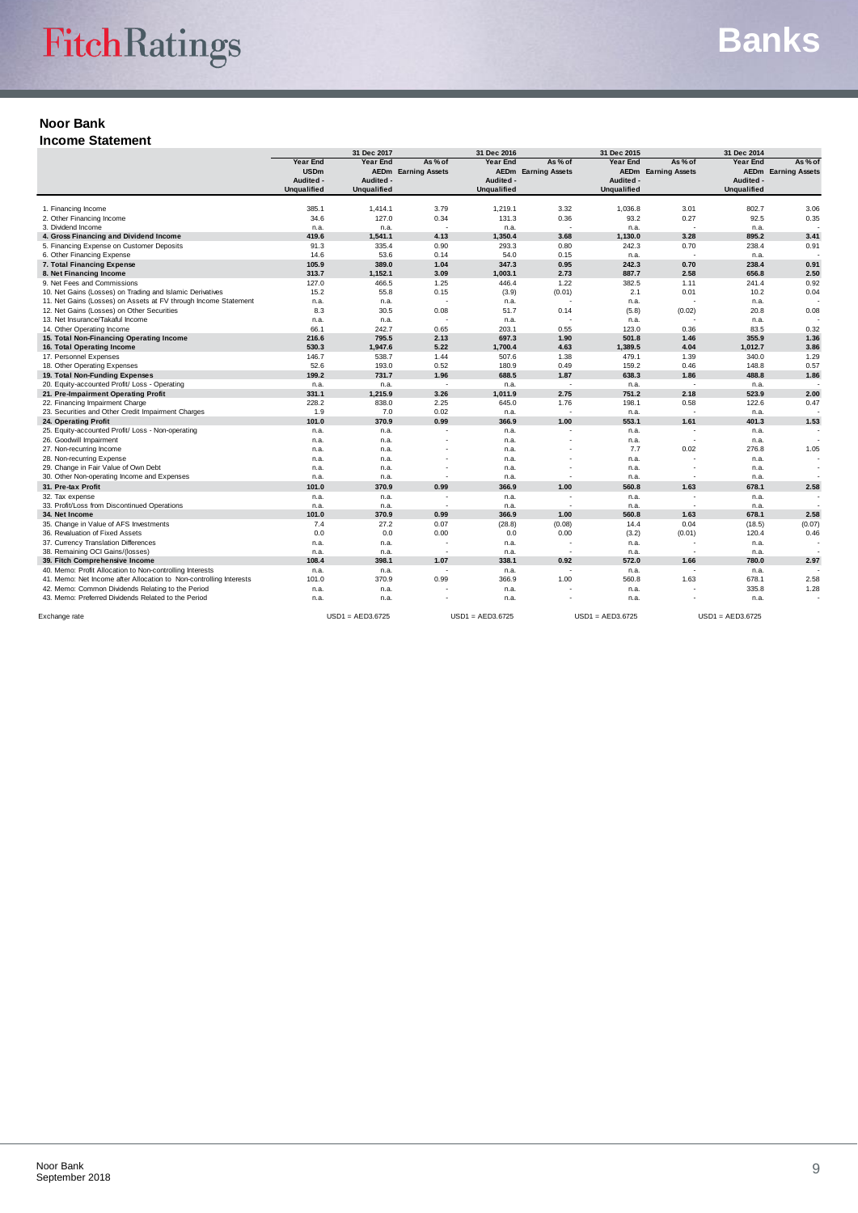## Noor Bank

### Income Statement

| | 31 Dec 2017 | | | 31 Dec 2016 | | 31 Dec 2015 | | 31 Dec 2014 | |
|---|---|---|---|---|---|---|---|---|---|
| | Year End USDm Audited - Unqualified | Year End AEDm Audited - Unqualified | As % of Earning Assets | Year End AEDm Audited - Unqualified | As % of Earning Assets | Year End AEDm Audited - Unqualified | As % of Earning Assets | Year End AEDm Audited - Unqualified | As % of Earning Assets |
| 1. Financing Income | 385.1 | 1,414.1 | 3.79 | 1,219.1 | 3.32 | 1,036.8 | 3.01 | 802.7 | 3.06 |
| 2. Other Financing Income | 34.6 | 127.0 | 0.34 | 131.3 | 0.36 | 93.2 | 0.27 | 92.5 | 0.35 |
| 3. Dividend Income | n.a. | n.a. | - | n.a. | - | n.a. | - | n.a. | - |
| **4. Gross Financing and Dividend Income** | **419.6** | **1,541.1** | **4.13** | **1,350.4** | **3.68** | **1,130.0** | **3.28** | **895.2** | **3.41** |
| 5. Financing Expense on Customer Deposits | 91.3 | 335.4 | 0.90 | 293.3 | 0.80 | 242.3 | 0.70 | 238.4 | 0.91 |
| 6. Other Financing Expense | 14.6 | 53.6 | 0.14 | 54.0 | 0.15 | n.a. | - | n.a. | - |
| **7. Total Financing Expense** | **105.9** | **389.0** | **1.04** | **347.3** | **0.95** | **242.3** | **0.70** | **238.4** | **0.91** |
| **8. Net Financing Income** | **313.7** | **1,152.1** | **3.09** | **1,003.1** | **2.73** | **887.7** | **2.58** | **656.8** | **2.50** |
| 9. Net Fees and Commissions | 127.0 | 466.5 | 1.25 | 446.4 | 1.22 | 382.5 | 1.11 | 241.4 | 0.92 |
| 10. Net Gains (Losses) on Trading and Islamic Derivatives | 15.2 | 55.8 | 0.15 | (3.9) | (0.01) | 2.1 | 0.01 | 10.2 | 0.04 |
| 11. Net Gains (Losses) on Assets at FV through Income Statement | n.a. | n.a. | - | n.a. | - | n.a. | - | n.a. | - |
| 12. Net Gains (Losses) on Other Securities | 8.3 | 30.5 | 0.08 | 51.7 | 0.14 | (5.8) | (0.02) | 20.8 | 0.08 |
| 13. Net Insurance/Takaful Income | n.a. | n.a. | - | n.a. | - | n.a. | - | n.a. | - |
| 14. Other Operating Income | 66.1 | 242.7 | 0.65 | 203.1 | 0.55 | 123.0 | 0.36 | 83.5 | 0.32 |
| **15. Total Non-Financing Operating Income** | **216.6** | **795.5** | **2.13** | **697.3** | **1.90** | **501.8** | **1.46** | **355.9** | **1.36** |
| **16. Total Operating Income** | **530.3** | **1,947.6** | **5.22** | **1,700.4** | **4.63** | **1,389.5** | **4.04** | **1,012.7** | **3.86** |
| 17. Personnel Expenses | 146.7 | 538.7 | 1.44 | 507.6 | 1.38 | 479.1 | 1.39 | 340.0 | 1.29 |
| 18. Other Operating Expenses | 52.6 | 193.0 | 0.52 | 180.9 | 0.49 | 159.2 | 0.46 | 148.8 | 0.57 |
| **19. Total Non-Funding Expenses** | **199.2** | **731.7** | **1.96** | **688.5** | **1.87** | **638.3** | **1.86** | **488.8** | **1.86** |
| 20. Equity-accounted Profit/ Loss - Operating | n.a. | n.a. | - | n.a. | - | n.a. | - | n.a. | - |
| **21. Pre-Impairment Operating Profit** | **331.1** | **1,215.9** | **3.26** | **1,011.9** | **2.75** | **751.2** | **2.18** | **523.9** | **2.00** |
| 22. Financing Impairment Charge | 228.2 | 838.0 | 2.25 | 645.0 | 1.76 | 198.1 | 0.58 | 122.6 | 0.47 |
| 23. Securities and Other Credit Impairment Charges | 1.9 | 7.0 | 0.02 | n.a. | - | n.a. | - | n.a. | - |
| **24. Operating Profit** | **101.0** | **370.9** | **0.99** | **366.9** | **1.00** | **553.1** | **1.61** | **401.3** | **1.53** |
| 25. Equity-accounted Profit/ Loss - Non-operating | n.a. | n.a. | - | n.a. | - | n.a. | - | n.a. | - |
| 26. Goodwill Impairment | n.a. | n.a. | - | n.a. | - | n.a. | - | n.a. | - |
| 27. Non-recurring Income | n.a. | n.a. | - | n.a. | - | 7.7 | 0.02 | 276.8 | 1.05 |
| 28. Non-recurring Expense | n.a. | n.a. | - | n.a. | - | n.a. | - | n.a. | - |
| 29. Change in Fair Value of Own Debt | n.a. | n.a. | - | n.a. | - | n.a. | - | n.a. | - |
| 30. Other Non-operating Income and Expenses | n.a. | n.a. | - | n.a. | - | n.a. | - | n.a. | - |
| **31. Pre-tax Profit** | **101.0** | **370.9** | **0.99** | **366.9** | **1.00** | **560.8** | **1.63** | **678.1** | **2.58** |
| 32. Tax expense | n.a. | n.a. | - | n.a. | - | n.a. | - | n.a. | - |
| 33. Profit/Loss from Discontinued Operations | n.a. | n.a. | - | n.a. | - | n.a. | - | n.a. | - |
| **34. Net Income** | **101.0** | **370.9** | **0.99** | **366.9** | **1.00** | **560.8** | **1.63** | **678.1** | **2.58** |
| 35. Change in Value of AFS Investments | 7.4 | 27.2 | 0.07 | (28.8) | (0.08) | 14.4 | 0.04 | (18.5) | (0.07) |
| 36. Revaluation of Fixed Assets | 0.0 | 0.0 | 0.00 | 0.0 | 0.00 | (3.2) | (0.01) | 120.4 | 0.46 |
| 37. Currency Translation Differences | n.a. | n.a. | - | n.a. | - | n.a. | - | n.a. | - |
| 38. Remaining OCI Gains/(losses) | n.a. | n.a. | - | n.a. | - | n.a. | - | n.a. | - |
| **39. Fitch Comprehensive Income** | **108.4** | **398.1** | **1.07** | **338.1** | **0.92** | **572.0** | **1.66** | **780.0** | **2.97** |
| 40. Memo: Profit Allocation to Non-controlling Interests | n.a. | n.a. | - | n.a. | - | n.a. | - | n.a. | - |
| 41. Memo: Net Income after Allocation to Non-controlling Interests | 101.0 | 370.9 | 0.99 | 366.9 | 1.00 | 560.8 | 1.63 | 678.1 | 2.58 |
| 42. Memo: Common Dividends Relating to the Period | n.a. | n.a. | - | n.a. | - | n.a. | - | 335.8 | 1.28 |
| 43. Memo: Preferred Dividends Related to the Period | n.a. | n.a. | - | n.a. | - | n.a. | - | n.a. | - |
| Exchange rate | | USD1 = AED3.6725 | | USD1 = AED3.6725 | | USD1 = AED3.6725 | | USD1 = AED3.6725 | |

Noor Bank
September 2018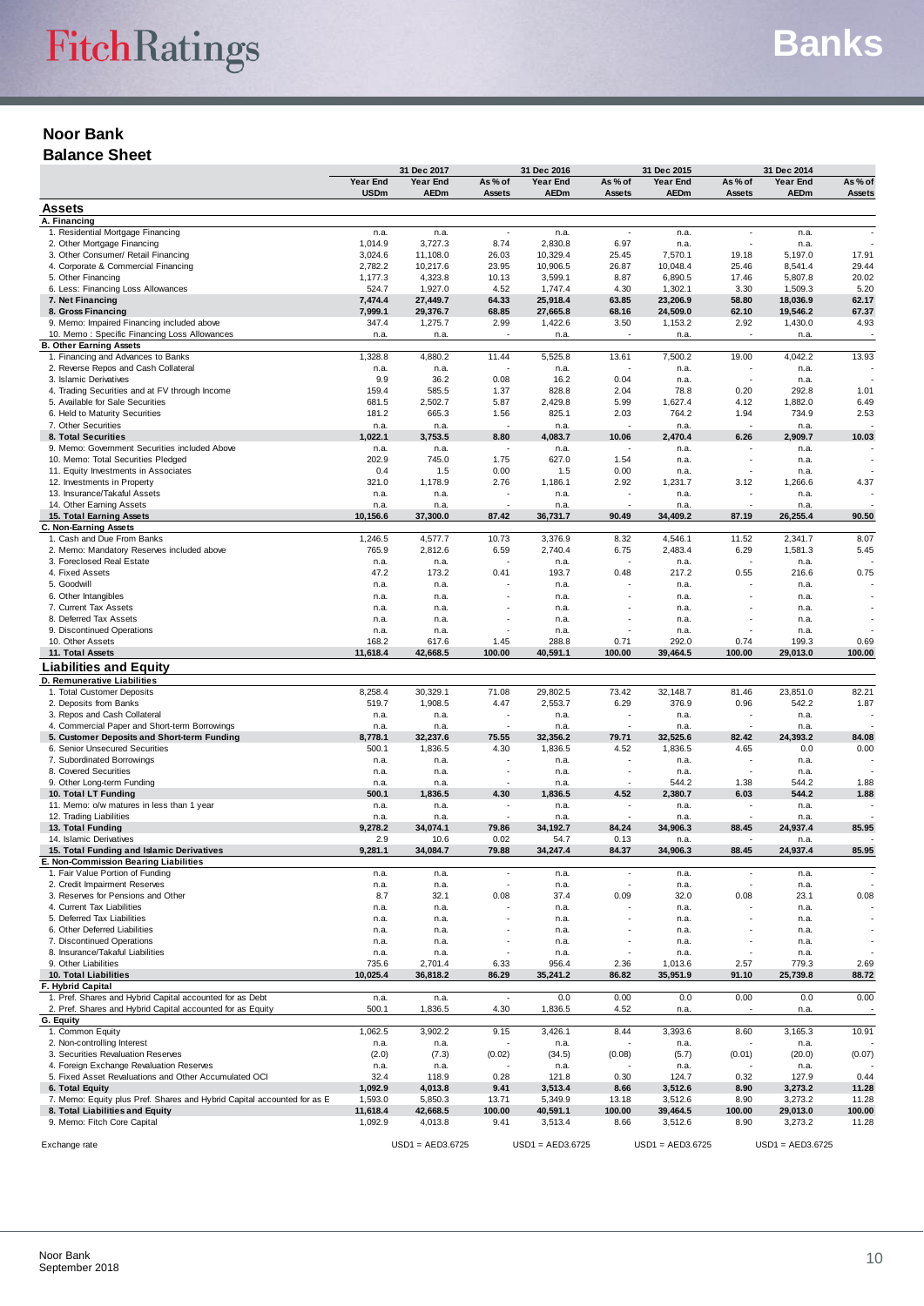## Noor Bank

### Balance Sheet

| | 31 Dec 2017 | | | 31 Dec 2016 | | 31 Dec 2015 | | 31 Dec 2014 | |
|---|---|---|---|---|---|---|---|---|---|
| | Year End USDm | Year End AEDm | As % of Assets | Year End AEDm | As % of Assets | Year End AEDm | As % of Assets | Year End AEDm | As % of Assets |
| **Assets** | | | | | | | | | |
| **A. Financing** | | | | | | | | | |
| 1. Residential Mortgage Financing | n.a. | n.a. | - | n.a. | - | n.a. | - | n.a. | - |
| 2. Other Mortgage Financing | 1,014.9 | 3,727.3 | 8.74 | 2,830.8 | 6.97 | n.a. | - | n.a. | - |
| 3. Other Consumer/ Retail Financing | 3,024.6 | 11,108.0 | 26.03 | 10,329.4 | 25.45 | 7,570.1 | 19.18 | 5,197.0 | 17.91 |
| 4. Corporate & Commercial Financing | 2,782.2 | 10,217.6 | 23.95 | 10,906.5 | 26.87 | 10,048.4 | 25.46 | 8,541.4 | 29.44 |
| 5. Other Financing | 1,177.3 | 4,323.8 | 10.13 | 3,599.1 | 8.87 | 6,890.5 | 17.46 | 5,807.8 | 20.02 |
| 6. Less: Financing Loss Allowances | 524.7 | 1,927.0 | 4.52 | 1,747.4 | 4.30 | 1,302.1 | 3.30 | 1,509.3 | 5.20 |
| **7. Net Financing** | **7,474.4** | **27,449.7** | **64.33** | **25,918.4** | **63.85** | **23,206.9** | **58.80** | **18,036.9** | **62.17** |
| **8. Gross Financing** | **7,999.1** | **29,376.7** | **68.85** | **27,665.8** | **68.16** | **24,509.0** | **62.10** | **19,546.2** | **67.37** |
| 9. Memo: Impaired Financing included above | 347.4 | 1,275.7 | 2.99 | 1,422.6 | 3.50 | 1,153.2 | 2.92 | 1,430.0 | 4.93 |
| 10. Memo : Specific Financing Loss Allowances | n.a. | n.a. | - | n.a. | - | n.a. | - | n.a. | - |
| **B. Other Earning Assets** | | | | | | | | | |
| 1. Financing and Advances to Banks | 1,328.8 | 4,880.2 | 11.44 | 5,525.8 | 13.61 | 7,500.2 | 19.00 | 4,042.2 | 13.93 |
| 2. Reverse Repos and Cash Collateral | n.a. | n.a. | - | n.a. | - | n.a. | - | n.a. | - |
| 3. Islamic Derivatives | 9.9 | 36.2 | 0.08 | 16.2 | 0.04 | n.a. | - | n.a. | - |
| 4. Trading Securities and at FV through Income | 159.4 | 585.5 | 1.37 | 828.8 | 2.04 | 78.8 | 0.20 | 292.8 | 1.01 |
| 5. Available for Sale Securities | 681.5 | 2,502.7 | 5.87 | 2,429.8 | 5.99 | 1,627.4 | 4.12 | 1,882.0 | 6.49 |
| 6. Held to Maturity Securities | 181.2 | 665.3 | 1.56 | 825.1 | 2.03 | 764.2 | 1.94 | 734.9 | 2.53 |
| 7. Other Securities | n.a. | n.a. | - | n.a. | - | n.a. | - | n.a. | - |
| **8. Total Securities** | **1,022.1** | **3,753.5** | **8.80** | **4,083.7** | **10.06** | **2,470.4** | **6.26** | **2,909.7** | **10.03** |
| 9. Memo: Government Securities included Above | n.a. | n.a. | - | n.a. | - | n.a. | - | n.a. | - |
| 10. Memo: Total Securities Pledged | 202.9 | 745.0 | 1.75 | 627.0 | 1.54 | n.a. | - | n.a. | - |
| 11. Equity Investments in Associates | 0.4 | 1.5 | 0.00 | 1.5 | 0.00 | n.a. | - | n.a. | - |
| 12. Investments in Property | 321.0 | 1,178.9 | 2.76 | 1,186.1 | 2.92 | 1,231.7 | 3.12 | 1,266.6 | 4.37 |
| 13. Insurance/Takaful Assets | n.a. | n.a. | - | n.a. | - | n.a. | - | n.a. | - |
| 14. Other Earning Assets | n.a. | n.a. | - | n.a. | - | n.a. | - | n.a. | - |
| **15. Total Earning Assets** | **10,156.6** | **37,300.0** | **87.42** | **36,731.7** | **90.49** | **34,409.2** | **87.19** | **26,255.4** | **90.50** |
| **C. Non-Earning Assets** | | | | | | | | | |
| 1. Cash and Due From Banks | 1,246.5 | 4,577.7 | 10.73 | 3,376.9 | 8.32 | 4,546.1 | 11.52 | 2,341.7 | 8.07 |
| 2. Memo: Mandatory Reserves included above | 765.9 | 2,812.6 | 6.59 | 2,740.4 | 6.75 | 2,483.4 | 6.29 | 1,581.3 | 5.45 |
| 3. Foreclosed Real Estate | n.a. | n.a. | - | n.a. | - | n.a. | - | n.a. | - |
| 4. Fixed Assets | 47.2 | 173.2 | 0.41 | 193.7 | 0.48 | 217.2 | 0.55 | 216.6 | 0.75 |
| 5. Goodwill | n.a. | n.a. | - | n.a. | - | n.a. | - | n.a. | - |
| 6. Other Intangibles | n.a. | n.a. | - | n.a. | - | n.a. | - | n.a. | - |
| 7. Current Tax Assets | n.a. | n.a. | - | n.a. | - | n.a. | - | n.a. | - |
| 8. Deferred Tax Assets | n.a. | n.a. | - | n.a. | - | n.a. | - | n.a. | - |
| 9. Discontinued Operations | n.a. | n.a. | - | n.a. | - | n.a. | - | n.a. | - |
| 10. Other Assets | 168.2 | 617.6 | 1.45 | 288.8 | 0.71 | 292.0 | 0.74 | 199.3 | 0.69 |
| **11. Total Assets** | **11,618.4** | **42,668.5** | **100.00** | **40,591.1** | **100.00** | **39,464.5** | **100.00** | **29,013.0** | **100.00** |
| **Liabilities and Equity** | | | | | | | | | |
| **D. Remunerative Liabilities** | | | | | | | | | |
| 1. Total Customer Deposits | 8,258.4 | 30,329.1 | 71.08 | 29,802.5 | 73.42 | 32,148.7 | 81.46 | 23,851.0 | 82.21 |
| 2. Deposits from Banks | 519.7 | 1,908.5 | 4.47 | 2,553.7 | 6.29 | 376.9 | 0.96 | 542.2 | 1.87 |
| 3. Repos and Cash Collateral | n.a. | n.a. | - | n.a. | - | n.a. | - | n.a. | - |
| 4. Commercial Paper and Short-term Borrowings | n.a. | n.a. | - | n.a. | - | n.a. | - | n.a. | - |
| **5. Customer Deposits and Short-term Funding** | **8,778.1** | **32,237.6** | **75.55** | **32,356.2** | **79.71** | **32,525.6** | **82.42** | **24,393.2** | **84.08** |
| 6. Senior Unsecured Securities | 500.1 | 1,836.5 | 4.30 | 1,836.5 | 4.52 | 1,836.5 | 4.65 | 0.0 | 0.00 |
| 7. Subordinated Borrowings | n.a. | n.a. | - | n.a. | - | n.a. | - | n.a. | - |
| 8. Covered Securities | n.a. | n.a. | - | n.a. | - | n.a. | - | n.a. | - |
| 9. Other Long-term Funding | n.a. | n.a. | - | n.a. | - | 544.2 | 1.38 | 544.2 | 1.88 |
| **10. Total LT Funding** | **500.1** | **1,836.5** | **4.30** | **1,836.5** | **4.52** | **2,380.7** | **6.03** | **544.2** | **1.88** |
| 11. Memo: o/w matures in less than 1 year | n.a. | n.a. | - | n.a. | - | n.a. | - | n.a. | - |
| 12. Trading Liabilities | n.a. | n.a. | - | n.a. | - | n.a. | - | n.a. | - |
| **13. Total Funding** | **9,278.2** | **34,074.1** | **79.86** | **34,192.7** | **84.24** | **34,906.3** | **88.45** | **24,937.4** | **85.95** |
| 14. Islamic Derivatives | 2.9 | 10.6 | 0.02 | 54.7 | 0.13 | n.a. | - | n.a. | - |
| **15. Total Funding and Islamic Derivatives** | **9,281.1** | **34,084.7** | **79.88** | **34,247.4** | **84.37** | **34,906.3** | **88.45** | **24,937.4** | **85.95** |
| **E. Non-Commission Bearing Liabilities** | | | | | | | | | |
| 1. Fair Value Portion of Funding | n.a. | n.a. | - | n.a. | - | n.a. | - | n.a. | - |
| 2. Credit Impairment Reserves | n.a. | n.a. | - | n.a. | - | n.a. | - | n.a. | - |
| 3. Reserves for Pensions and Other | 8.7 | 32.1 | 0.08 | 37.4 | 0.09 | 32.0 | 0.08 | 23.1 | 0.08 |
| 4. Current Tax Liabilities | n.a. | n.a. | - | n.a. | - | n.a. | - | n.a. | - |
| 5. Deferred Tax Liabilities | n.a. | n.a. | - | n.a. | - | n.a. | - | n.a. | - |
| 6. Other Deferred Liabilities | n.a. | n.a. | - | n.a. | - | n.a. | - | n.a. | - |
| 7. Discontinued Operations | n.a. | n.a. | - | n.a. | - | n.a. | - | n.a. | - |
| 8. Insurance/Takaful Liabilities | n.a. | n.a. | - | n.a. | - | n.a. | - | n.a. | - |
| 9. Other Liabilities | 735.6 | 2,701.4 | 6.33 | 956.4 | 2.36 | 1,013.6 | 2.57 | 779.3 | 2.69 |
| **10. Total Liabilities** | **10,025.4** | **36,818.2** | **86.29** | **35,241.2** | **86.82** | **35,951.9** | **91.10** | **25,739.8** | **88.72** |
| **F. Hybrid Capital** | | | | | | | | | |
| 1. Pref. Shares and Hybrid Capital accounted for as Debt | n.a. | n.a. | - | 0.0 | 0.00 | 0.0 | 0.00 | 0.0 | 0.00 |
| 2. Pref. Shares and Hybrid Capital accounted for as Equity | 500.1 | 1,836.5 | 4.30 | 1,836.5 | 4.52 | n.a. | - | n.a. | - |
| **G. Equity** | | | | | | | | | |
| 1. Common Equity | 1,062.5 | 3,902.2 | 9.15 | 3,426.1 | 8.44 | 3,393.6 | 8.60 | 3,165.3 | 10.91 |
| 2. Non-controlling Interest | n.a. | n.a. | - | n.a. | - | n.a. | - | n.a. | - |
| 3. Securities Revaluation Reserves | (2.0) | (7.3) | (0.02) | (34.5) | (0.08) | (5.7) | (0.01) | (20.0) | (0.07) |
| 4. Foreign Exchange Revaluation Reserves | n.a. | n.a. | - | n.a. | - | n.a. | - | n.a. | - |
| 5. Fixed Asset Revaluations and Other Accumulated OCI | 32.4 | 118.9 | 0.28 | 121.8 | 0.30 | 124.7 | 0.32 | 127.9 | 0.44 |
| **6. Total Equity** | **1,092.9** | **4,013.8** | **9.41** | **3,513.4** | **8.66** | **3,512.6** | **8.90** | **3,273.2** | **11.28** |
| 7. Memo: Equity plus Pref. Shares and Hybrid Capital accounted for as E | 1,593.0 | 5,850.3 | 13.71 | 5,349.9 | 13.18 | 3,512.6 | 8.90 | 3,273.2 | 11.28 |
| **8. Total Liabilities and Equity** | **11,618.4** | **42,668.5** | **100.00** | **40,591.1** | **100.00** | **39,464.5** | **100.00** | **29,013.0** | **100.00** |
| 9. Memo: Fitch Core Capital | 1,092.9 | 4,013.8 | 9.41 | 3,513.4 | 8.66 | 3,512.6 | 8.90 | 3,273.2 | 11.28 |
| Exchange rate | | USD1 = AED3.6725 | | USD1 = AED3.6725 | | USD1 = AED3.6725 | | USD1 = AED3.6725 | |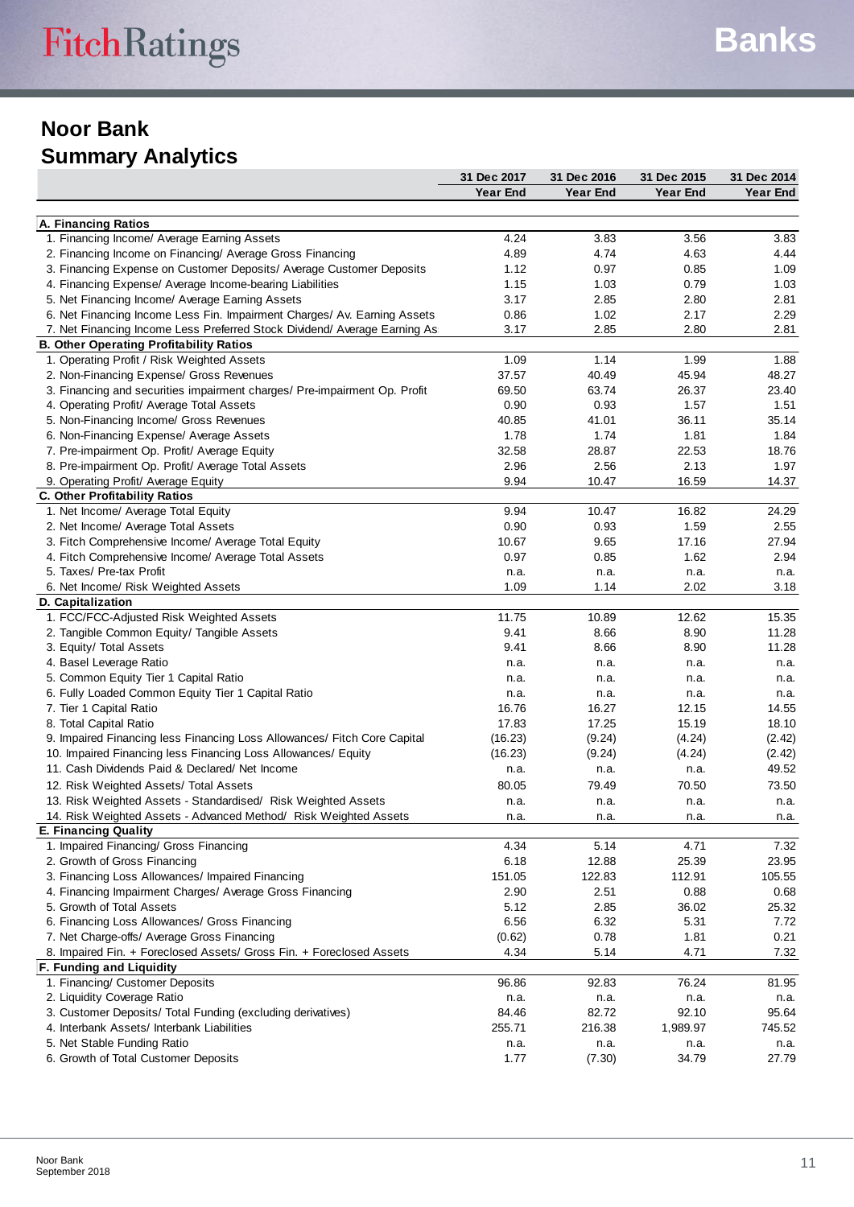# Noor Bank
## Summary Analytics

| | 31 Dec 2017 Year End | 31 Dec 2016 Year End | 31 Dec 2015 Year End | 31 Dec 2014 Year End |
|---|---|---|---|---|
| **A. Financing Ratios** | | | | |
| 1. Financing Income/ Average Earning Assets | 4.24 | 3.83 | 3.56 | 3.83 |
| 2. Financing Income on Financing/ Average Gross Financing | 4.89 | 4.74 | 4.63 | 4.44 |
| 3. Financing Expense on Customer Deposits/ Average Customer Deposits | 1.12 | 0.97 | 0.85 | 1.09 |
| 4. Financing Expense/ Average Income-bearing Liabilities | 1.15 | 1.03 | 0.79 | 1.03 |
| 5. Net Financing Income/ Average Earning Assets | 3.17 | 2.85 | 2.80 | 2.81 |
| 6. Net Financing Income Less Fin. Impairment Charges/ Av. Earning Assets | 0.86 | 1.02 | 2.17 | 2.29 |
| 7. Net Financing Income Less Preferred Stock Dividend/ Average Earning As | 3.17 | 2.85 | 2.80 | 2.81 |
| **B. Other Operating Profitability Ratios** | | | | |
| 1. Operating Profit / Risk Weighted Assets | 1.09 | 1.14 | 1.99 | 1.88 |
| 2. Non-Financing Expense/ Gross Revenues | 37.57 | 40.49 | 45.94 | 48.27 |
| 3. Financing and securities impairment charges/ Pre-impairment Op. Profit | 69.50 | 63.74 | 26.37 | 23.40 |
| 4. Operating Profit/ Average Total Assets | 0.90 | 0.93 | 1.57 | 1.51 |
| 5. Non-Financing Income/ Gross Revenues | 40.85 | 41.01 | 36.11 | 35.14 |
| 6. Non-Financing Expense/ Average Assets | 1.78 | 1.74 | 1.81 | 1.84 |
| 7. Pre-impairment Op. Profit/ Average Equity | 32.58 | 28.87 | 22.53 | 18.76 |
| 8. Pre-impairment Op. Profit/ Average Total Assets | 2.96 | 2.56 | 2.13 | 1.97 |
| 9. Operating Profit/ Average Equity | 9.94 | 10.47 | 16.59 | 14.37 |
| **C. Other Profitability Ratios** | | | | |
| 1. Net Income/ Average Total Equity | 9.94 | 10.47 | 16.82 | 24.29 |
| 2. Net Income/ Average Total Assets | 0.90 | 0.93 | 1.59 | 2.55 |
| 3. Fitch Comprehensive Income/ Average Total Equity | 10.67 | 9.65 | 17.16 | 27.94 |
| 4. Fitch Comprehensive Income/ Average Total Assets | 0.97 | 0.85 | 1.62 | 2.94 |
| 5. Taxes/ Pre-tax Profit | n.a. | n.a. | n.a. | n.a. |
| 6. Net Income/ Risk Weighted Assets | 1.09 | 1.14 | 2.02 | 3.18 |
| **D. Capitalization** | | | | |
| 1. FCC/FCC-Adjusted Risk Weighted Assets | 11.75 | 10.89 | 12.62 | 15.35 |
| 2. Tangible Common Equity/ Tangible Assets | 9.41 | 8.66 | 8.90 | 11.28 |
| 3. Equity/ Total Assets | 9.41 | 8.66 | 8.90 | 11.28 |
| 4. Basel Leverage Ratio | n.a. | n.a. | n.a. | n.a. |
| 5. Common Equity Tier 1 Capital Ratio | n.a. | n.a. | n.a. | n.a. |
| 6. Fully Loaded Common Equity Tier 1 Capital Ratio | n.a. | n.a. | n.a. | n.a. |
| 7. Tier 1 Capital Ratio | 16.76 | 16.27 | 12.15 | 14.55 |
| 8. Total Capital Ratio | 17.83 | 17.25 | 15.19 | 18.10 |
| 9. Impaired Financing less Financing Loss Allowances/ Fitch Core Capital | (16.23) | (9.24) | (4.24) | (2.42) |
| 10. Impaired Financing less Financing Loss Allowances/ Equity | (16.23) | (9.24) | (4.24) | (2.42) |
| 11. Cash Dividends Paid & Declared/ Net Income | n.a. | n.a. | n.a. | 49.52 |
| 12. Risk Weighted Assets/ Total Assets | 80.05 | 79.49 | 70.50 | 73.50 |
| 13. Risk Weighted Assets - Standardised/ Risk Weighted Assets | n.a. | n.a. | n.a. | n.a. |
| 14. Risk Weighted Assets - Advanced Method/ Risk Weighted Assets | n.a. | n.a. | n.a. | n.a. |
| **E. Financing Quality** | | | | |
| 1. Impaired Financing/ Gross Financing | 4.34 | 5.14 | 4.71 | 7.32 |
| 2. Growth of Gross Financing | 6.18 | 12.88 | 25.39 | 23.95 |
| 3. Financing Loss Allowances/ Impaired Financing | 151.05 | 122.83 | 112.91 | 105.55 |
| 4. Financing Impairment Charges/ Average Gross Financing | 2.90 | 2.51 | 0.88 | 0.68 |
| 5. Growth of Total Assets | 5.12 | 2.85 | 36.02 | 25.32 |
| 6. Financing Loss Allowances/ Gross Financing | 6.56 | 6.32 | 5.31 | 7.72 |
| 7. Net Charge-offs/ Average Gross Financing | (0.62) | 0.78 | 1.81 | 0.21 |
| 8. Impaired Fin. + Foreclosed Assets/ Gross Fin. + Foreclosed Assets | 4.34 | 5.14 | 4.71 | 7.32 |
| **F. Funding and Liquidity** | | | | |
| 1. Financing/ Customer Deposits | 96.86 | 92.83 | 76.24 | 81.95 |
| 2. Liquidity Coverage Ratio | n.a. | n.a. | n.a. | n.a. |
| 3. Customer Deposits/ Total Funding (excluding derivatives) | 84.46 | 82.72 | 92.10 | 95.64 |
| 4. Interbank Assets/ Interbank Liabilities | 255.71 | 216.38 | 1,989.97 | 745.52 |
| 5. Net Stable Funding Ratio | n.a. | n.a. | n.a. | n.a. |
| 6. Growth of Total Customer Deposits | 1.77 | (7.30) | 34.79 | 27.79 |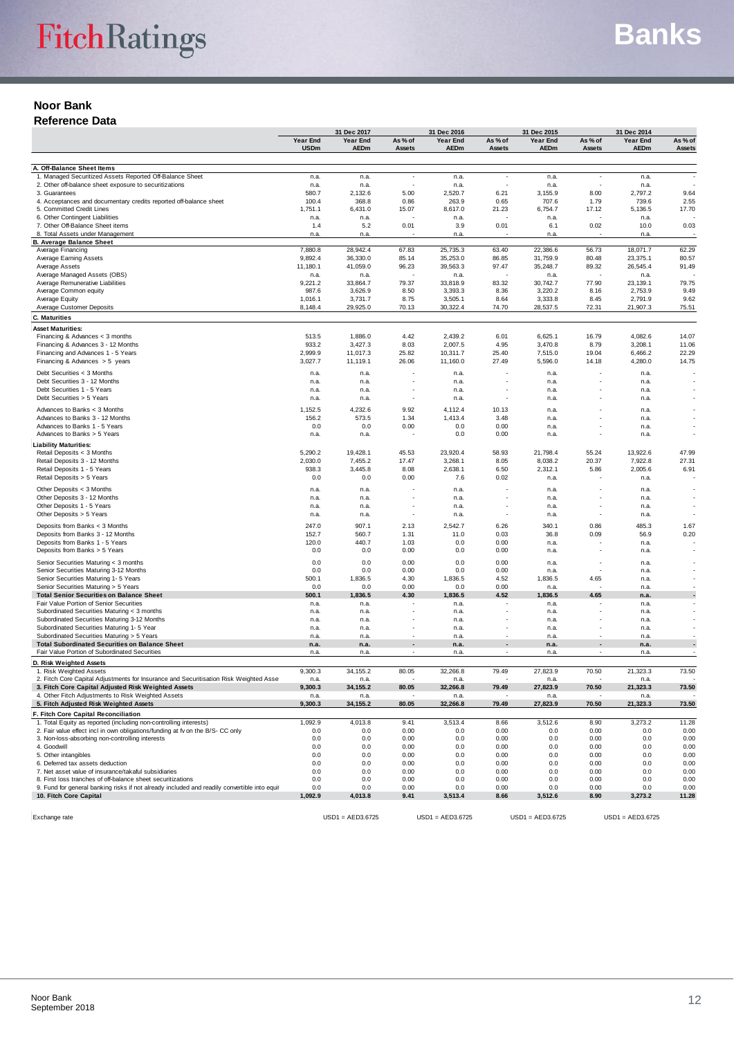## Noor Bank

### Reference Data

| | 31 Dec 2017 | | | 31 Dec 2016 | | 31 Dec 2015 | | 31 Dec 2014 | |
|---|---|---|---|---|---|---|---|---|---|
| | Year End USDm | Year End AEDm | As % of Assets | Year End AEDm | As % of Assets | Year End AEDm | As % of Assets | Year End AEDm | As % of Assets |
| **A. Off-Balance Sheet Items** | | | | | | | | | |
| 1. Managed Securitized Assets Reported Off-Balance Sheet | n.a. | n.a. | - | n.a. | - | n.a. | - | n.a. | - |
| 2. Other off-balance sheet exposure to securitizations | n.a. | n.a. | - | n.a. | - | n.a. | - | n.a. | - |
| 3. Guarantees | 580.7 | 2,132.6 | 5.00 | 2,520.7 | 6.21 | 3,155.9 | 8.00 | 2,797.2 | 9.64 |
| 4. Acceptances and documentary credits reported off-balance sheet | 100.4 | 368.8 | 0.86 | 263.9 | 0.65 | 707.6 | 1.79 | 739.6 | 2.55 |
| 5. Committed Credit Lines | 1,751.1 | 6,431.0 | 15.07 | 8,617.0 | 21.23 | 6,754.7 | 17.12 | 5,136.5 | 17.70 |
| 6. Other Contingent Liabilities | n.a. | n.a. | - | n.a. | - | n.a. | - | n.a. | - |
| 7. Other Off-Balance Sheet items | 1.4 | 5.2 | 0.01 | 3.9 | 0.01 | 6.1 | 0.02 | 10.0 | 0.03 |
| 8. Total Assets under Management | n.a. | n.a. | - | n.a. | - | n.a. | - | n.a. | - |
| **B. Average Balance Sheet** | | | | | | | | | |
| Average Financing | 7,880.8 | 28,942.4 | 67.83 | 25,735.3 | 63.40 | 22,386.6 | 56.73 | 18,071.7 | 62.29 |
| Average Earning Assets | 9,892.4 | 36,330.0 | 85.14 | 35,253.0 | 86.85 | 31,759.9 | 80.48 | 23,375.1 | 80.57 |
| Average Assets | 11,180.1 | 41,059.0 | 96.23 | 39,563.3 | 97.47 | 35,248.7 | 89.32 | 26,545.4 | 91.49 |
| Average Managed Assets (OBS) | n.a. | n.a. | - | n.a. | - | n.a. | - | n.a. | - |
| Average Remunerative Liabilities | 9,221.2 | 33,864.7 | 79.37 | 33,818.9 | 83.32 | 30,742.7 | 77.90 | 23,139.1 | 79.75 |
| Average Common equity | 987.6 | 3,626.9 | 8.50 | 3,393.3 | 8.36 | 3,220.2 | 8.16 | 2,753.9 | 9.49 |
| Average Equity | 1,016.1 | 3,731.7 | 8.75 | 3,505.1 | 8.64 | 3,333.8 | 8.45 | 2,791.9 | 9.62 |
| Average Customer Deposits | 8,148.4 | 29,925.0 | 70.13 | 30,322.4 | 74.70 | 28,537.5 | 72.31 | 21,907.3 | 75.51 |
| **C. Maturities** | | | | | | | | | |
| **Asset Maturities:** | | | | | | | | | |
| Financing & Advances < 3 months | 513.5 | 1,886.0 | 4.42 | 2,439.2 | 6.01 | 6,625.1 | 16.79 | 4,082.6 | 14.07 |
| Financing & Advances 3 - 12 Months | 933.2 | 3,427.3 | 8.03 | 2,007.5 | 4.95 | 3,470.8 | 8.79 | 3,208.1 | 11.06 |
| Financing and Advances 1 - 5 Years | 2,999.9 | 11,017.3 | 25.82 | 10,311.7 | 25.40 | 7,515.0 | 19.04 | 6,466.2 | 22.29 |
| Financing & Advances > 5 years | 3,027.7 | 11,119.1 | 26.06 | 11,160.0 | 27.49 | 5,596.0 | 14.18 | 4,280.0 | 14.75 |
| Debt Securities < 3 Months | n.a. | n.a. | - | n.a. | - | n.a. | - | n.a. | - |
| Debt Securities 3 - 12 Months | n.a. | n.a. | - | n.a. | - | n.a. | - | n.a. | - |
| Debt Securities 1 - 5 Years | n.a. | n.a. | - | n.a. | - | n.a. | - | n.a. | - |
| Debt Securities > 5 Years | n.a. | n.a. | - | n.a. | - | n.a. | - | n.a. | - |
| Advances to Banks < 3 Months | 1,152.5 | 4,232.6 | 9.92 | 4,112.4 | 10.13 | n.a. | - | n.a. | - |
| Advances to Banks 3 - 12 Months | 156.2 | 573.5 | 1.34 | 1,413.4 | 3.48 | n.a. | - | n.a. | - |
| Advances to Banks 1 - 5 Years | 0.0 | 0.0 | 0.00 | 0.0 | 0.00 | n.a. | - | n.a. | - |
| Advances to Banks > 5 Years | n.a. | n.a. | - | 0.0 | 0.00 | n.a. | - | n.a. | - |
| **Liability Maturities:** | | | | | | | | | |
| Retail Deposits < 3 Months | 5,290.2 | 19,428.1 | 45.53 | 23,920.4 | 58.93 | 21,798.4 | 55.24 | 13,922.6 | 47.99 |
| Retail Deposits 3 - 12 Months | 2,030.0 | 7,455.2 | 17.47 | 3,268.1 | 8.05 | 8,038.2 | 20.37 | 7,922.8 | 27.31 |
| Retail Deposits 1 - 5 Years | 938.3 | 3,445.8 | 8.08 | 2,638.1 | 6.50 | 2,312.1 | 5.86 | 2,005.6 | 6.91 |
| Retail Deposits > 5 Years | 0.0 | 0.0 | 0.00 | 7.6 | 0.02 | n.a. | - | n.a. | - |
| Other Deposits < 3 Months | n.a. | n.a. | - | n.a. | - | n.a. | - | n.a. | - |
| Other Deposits 3 - 12 Months | n.a. | n.a. | - | n.a. | - | n.a. | - | n.a. | - |
| Other Deposits 1 - 5 Years | n.a. | n.a. | - | n.a. | - | n.a. | - | n.a. | - |
| Other Deposits > 5 Years | n.a. | n.a. | - | n.a. | - | n.a. | - | n.a. | - |
| Deposits from Banks < 3 Months | 247.0 | 907.1 | 2.13 | 2,542.7 | 6.26 | 340.1 | 0.86 | 485.3 | 1.67 |
| Deposits from Banks 3 - 12 Months | 152.7 | 560.7 | 1.31 | 11.0 | 0.03 | 36.8 | 0.09 | 56.9 | 0.20 |
| Deposits from Banks 1 - 5 Years | 120.0 | 440.7 | 1.03 | 0.0 | 0.00 | n.a. | - | n.a. | - |
| Deposits from Banks > 5 Years | 0.0 | 0.0 | 0.00 | 0.0 | 0.00 | n.a. | - | n.a. | - |
| Senior Securities Maturing < 3 months | 0.0 | 0.0 | 0.00 | 0.0 | 0.00 | n.a. | - | n.a. | - |
| Senior Securities Maturing 3-12 Months | 0.0 | 0.0 | 0.00 | 0.0 | 0.00 | n.a. | - | n.a. | - |
| Senior Securities Maturing 1- 5 Years | 500.1 | 1,836.5 | 4.30 | 1,836.5 | 4.52 | 1,836.5 | 4.65 | n.a. | - |
| Senior Securities Maturing > 5 Years | 0.0 | 0.0 | 0.00 | 0.0 | 0.00 | n.a. | - | n.a. | - |
| **Total Senior Securities on Balance Sheet** | **500.1** | **1,836.5** | **4.30** | **1,836.5** | **4.52** | **1,836.5** | **4.65** | **n.a.** | **-** |
| Fair Value Portion of Senior Securities | n.a. | n.a. | - | n.a. | - | n.a. | - | n.a. | - |
| Subordinated Securities Maturing < 3 months | n.a. | n.a. | - | n.a. | - | n.a. | - | n.a. | - |
| Subordinated Securities Maturing 3-12 Months | n.a. | n.a. | - | n.a. | - | n.a. | - | n.a. | - |
| Subordinated Securities Maturing 1- 5 Year | n.a. | n.a. | - | n.a. | - | n.a. | - | n.a. | - |
| Subordinated Securities Maturing > 5 Years | n.a. | n.a. | - | n.a. | - | n.a. | - | n.a. | - |
| **Total Subordinated Securities on Balance Sheet** | **n.a.** | **n.a.** | **-** | **n.a.** | **-** | **n.a.** | **-** | **n.a.** | **-** |
| Fair Value Portion of Subordinated Securities | n.a. | n.a. | - | n.a. | - | n.a. | - | n.a. | - |
| **D. Risk Weighted Assets** | | | | | | | | | |
| 1. Risk Weighted Assets | 9,300.3 | 34,155.2 | 80.05 | 32,266.8 | 79.49 | 27,823.9 | 70.50 | 21,323.3 | 73.50 |
| 2. Fitch Core Capital Adjustments for Insurance and Securitisation Risk Weighted Asse | n.a. | n.a. | - | n.a. | - | n.a. | - | n.a. | - |
| **3. Fitch Core Capital Adjusted Risk Weighted Assets** | **9,300.3** | **34,155.2** | **80.05** | **32,266.8** | **79.49** | **27,823.9** | **70.50** | **21,323.3** | **73.50** |
| 4. Other Fitch Adjustments to Risk Weighted Assets | n.a. | n.a. | - | n.a. | - | n.a. | - | n.a. | - |
| **5. Fitch Adjusted Risk Weighted Assets** | **9,300.3** | **34,155.2** | **80.05** | **32,266.8** | **79.49** | **27,823.9** | **70.50** | **21,323.3** | **73.50** |
| **F. Fitch Core Capital Reconciliation** | | | | | | | | | |
| 1. Total Equity as reported (including non-controlling interests) | 1,092.9 | 4,013.8 | 9.41 | 3,513.4 | 8.66 | 3,512.6 | 8.90 | 3,273.2 | 11.28 |
| 2. Fair value effect incl in own obligations/funding at fv on the B/S- CC only | 0.0 | 0.0 | 0.00 | 0.0 | 0.00 | 0.0 | 0.00 | 0.0 | 0.00 |
| 3. Non-loss-absorbing non-controlling interests | 0.0 | 0.0 | 0.00 | 0.0 | 0.00 | 0.0 | 0.00 | 0.0 | 0.00 |
| 4. Goodwill | 0.0 | 0.0 | 0.00 | 0.0 | 0.00 | 0.0 | 0.00 | 0.0 | 0.00 |
| 5. Other intangibles | 0.0 | 0.0 | 0.00 | 0.0 | 0.00 | 0.0 | 0.00 | 0.0 | 0.00 |
| 6. Deferred tax assets deduction | 0.0 | 0.0 | 0.00 | 0.0 | 0.00 | 0.0 | 0.00 | 0.0 | 0.00 |
| 7. Net asset value of insurance/takaful subsidiaries | 0.0 | 0.0 | 0.00 | 0.0 | 0.00 | 0.0 | 0.00 | 0.0 | 0.00 |
| 8. First loss tranches of off-balance sheet securitizations | 0.0 | 0.0 | 0.00 | 0.0 | 0.00 | 0.0 | 0.00 | 0.0 | 0.00 |
| 9. Fund for general banking risks if not already included and readily convertible into equi | 0.0 | 0.0 | 0.00 | 0.0 | 0.00 | 0.0 | 0.00 | 0.0 | 0.00 |
| **10. Fitch Core Capital** | **1,092.9** | **4,013.8** | **9.41** | **3,513.4** | **8.66** | **3,512.6** | **8.90** | **3,273.2** | **11.28** |
| Exchange rate | | USD1 = AED3.6725 | | USD1 = AED3.6725 | | USD1 = AED3.6725 | | USD1 = AED3.6725 | |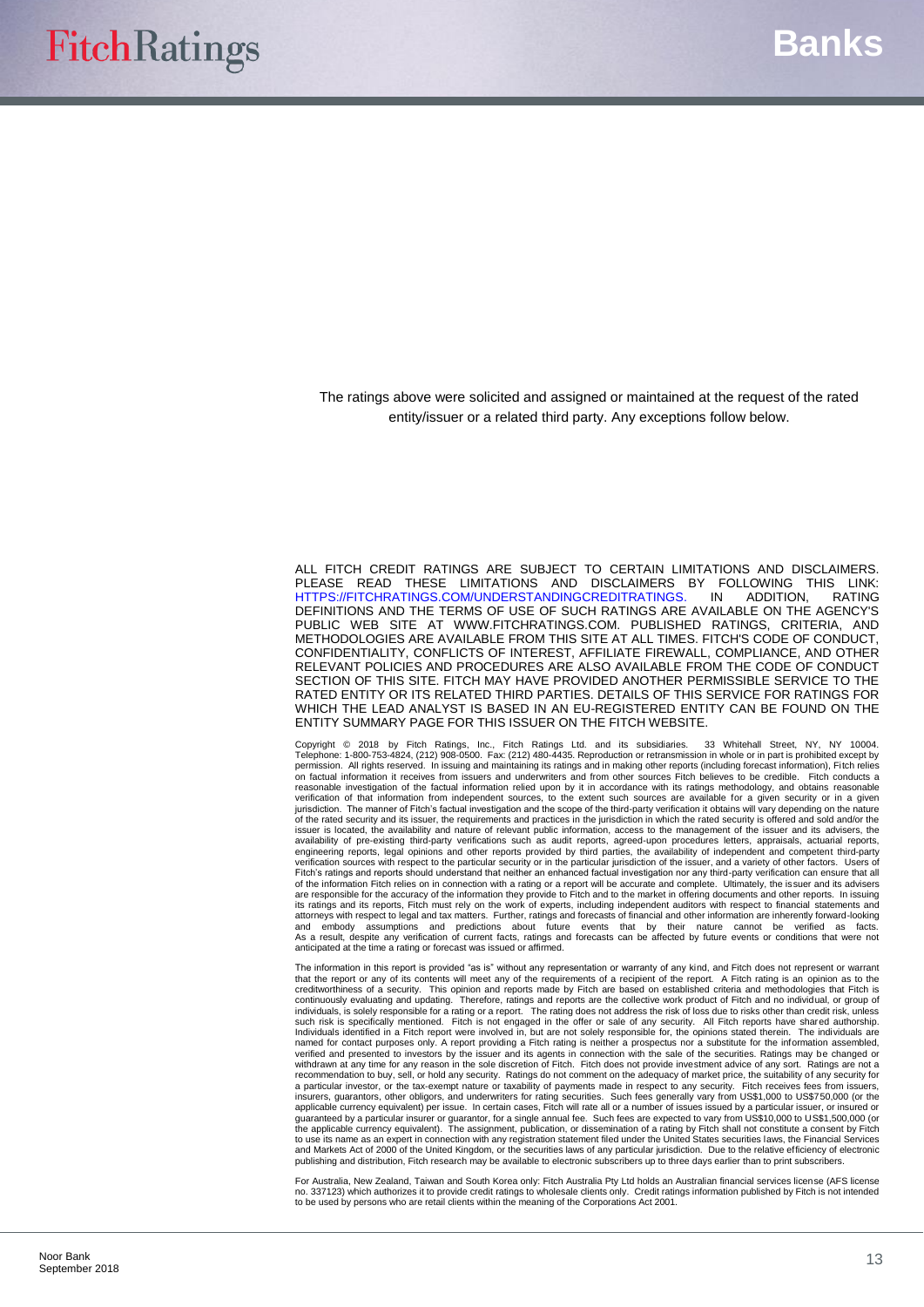The ratings above were solicited and assigned or maintained at the request of the rated entity/issuer or a related third party. Any exceptions follow below.

ALL FITCH CREDIT RATINGS ARE SUBJECT TO CERTAIN LIMITATIONS AND DISCLAIMERS. PLEASE READ THESE LIMITATIONS AND DISCLAIMERS BY FOLLOWING THIS LINK: HTTPS://FITCHRATINGS.COM/UNDERSTANDINGCREDITRATINGS. IN ADDITION, RATING DEFINITIONS AND THE TERMS OF USE OF SUCH RATINGS ARE AVAILABLE ON THE AGENCY'S PUBLIC WEB SITE AT WWW.FITCHRATINGS.COM. PUBLISHED RATINGS, CRITERIA, AND METHODOLOGIES ARE AVAILABLE FROM THIS SITE AT ALL TIMES. FITCH'S CODE OF CONDUCT, CONFIDENTIALITY, CONFLICTS OF INTEREST, AFFILIATE FIREWALL, COMPLIANCE, AND OTHER RELEVANT POLICIES AND PROCEDURES ARE ALSO AVAILABLE FROM THE CODE OF CONDUCT SECTION OF THIS SITE. FITCH MAY HAVE PROVIDED ANOTHER PERMISSIBLE SERVICE TO THE RATED ENTITY OR ITS RELATED THIRD PARTIES. DETAILS OF THIS SERVICE FOR RATINGS FOR WHICH THE LEAD ANALYST IS BASED IN AN EU-REGISTERED ENTITY CAN BE FOUND ON THE ENTITY SUMMARY PAGE FOR THIS ISSUER ON THE FITCH WEBSITE.

Copyright © 2018 by Fitch Ratings, Inc., Fitch Ratings Ltd. and its subsidiaries. 33 Whitehall Street, NY, NY 10004. Telephone: 1-800-753-4824, (212) 908-0500. Fax: (212) 480-4435. Reproduction or retransmission in whole or in part is prohibited except by permission. All rights reserved. In issuing and maintaining its ratings and in making other reports (including forecast information), Fitch relies on factual information it receives from issuers and underwriters and from other sources Fitch believes to be credible. Fitch conducts a reasonable investigation of the factual information relied upon by it in accordance with its ratings methodology, and obtains reasonable verification of that information from independent sources, to the extent such sources are available for a given security or in a given jurisdiction. The manner of Fitch's factual investigation and the scope of the third-party verification it obtains will vary depending on the nature of the rated security and its issuer, the requirements and practices in the jurisdiction in which the rated security is offered and sold and/or the issuer is located, the availability and nature of relevant public information, access to the management of the issuer and its advisers, the availability of pre-existing third-party verifications such as audit reports, agreed-upon procedures letters, appraisals, actuarial reports, engineering reports, legal opinions and other reports provided by third parties, the availability of independent and competent third-party verification sources with respect to the particular security or in the particular jurisdiction of the issuer, and a variety of other factors. Users of Fitch's ratings and reports should understand that neither an enhanced factual investigation nor any third-party verification can ensure that all of the information Fitch relies on in connection with a rating or a report will be accurate and complete. Ultimately, the issuer and its advisers are responsible for the accuracy of the information they provide to Fitch and to the market in offering documents and other reports. In issuing its ratings and its reports, Fitch must rely on the work of experts, including independent auditors with respect to financial statements and attorneys with respect to legal and tax matters. Further, ratings and forecasts of financial and other information are inherently forward-looking and embody assumptions and predictions about future events that by their nature cannot be verified as facts. As a result, despite any verification of current facts, ratings and forecasts can be affected by future events or conditions that were not anticipated at the time a rating or forecast was issued or affirmed.

The information in this report is provided "as is" without any representation or warranty of any kind, and Fitch does not represent or warrant that the report or any of its contents will meet any of the requirements of a recipient of the report. A Fitch rating is an opinion as to the creditworthiness of a security. This opinion and reports made by Fitch are based on established criteria and methodologies that Fitch is continuously evaluating and updating. Therefore, ratings and reports are the collective work product of Fitch and no individual, or group of individuals, is solely responsible for a rating or a report. The rating does not address the risk of loss due to risks other than credit risk, unless such risk is specifically mentioned. Fitch is not engaged in the offer or sale of any security. All Fitch reports have shared authorship. Individuals identified in a Fitch report were involved in, but are not solely responsible for, the opinions stated therein. The individuals are named for contact purposes only. A report providing a Fitch rating is neither a prospectus nor a substitute for the information assembled, verified and presented to investors by the issuer and its agents in connection with the sale of the securities. Ratings may be changed or withdrawn at any time for any reason in the sole discretion of Fitch. Fitch does not provide investment advice of any sort. Ratings are not a recommendation to buy, sell, or hold any security. Ratings do not comment on the adequacy of market price, the suitability of any security for a particular investor, or the tax-exempt nature or taxability of payments made in respect to any security. Fitch receives fees from issuers, insurers, guarantors, other obligors, and underwriters for rating securities. Such fees generally vary from US$1,000 to US$750,000 (or the applicable currency equivalent) per issue. In certain cases, Fitch will rate all or a number of issues issued by a particular issuer, or insured or guaranteed by a particular insurer or guarantor, for a single annual fee. Such fees are expected to vary from US$10,000 to US$1,500,000 (or the applicable currency equivalent). The assignment, publication, or dissemination of a rating by Fitch shall not constitute a consent by Fitch to use its name as an expert in connection with any registration statement filed under the United States securities laws, the Financial Services and Markets Act of 2000 of the United Kingdom, or the securities laws of any particular jurisdiction. Due to the relative efficiency of electronic publishing and distribution, Fitch research may be available to electronic subscribers up to three days earlier than to print subscribers.

For Australia, New Zealand, Taiwan and South Korea only: Fitch Australia Pty Ltd holds an Australian financial services license (AFS license no. 337123) which authorizes it to provide credit ratings to wholesale clients only. Credit ratings information published by Fitch is not intended to be used by persons who are retail clients within the meaning of the Corporations Act 2001.